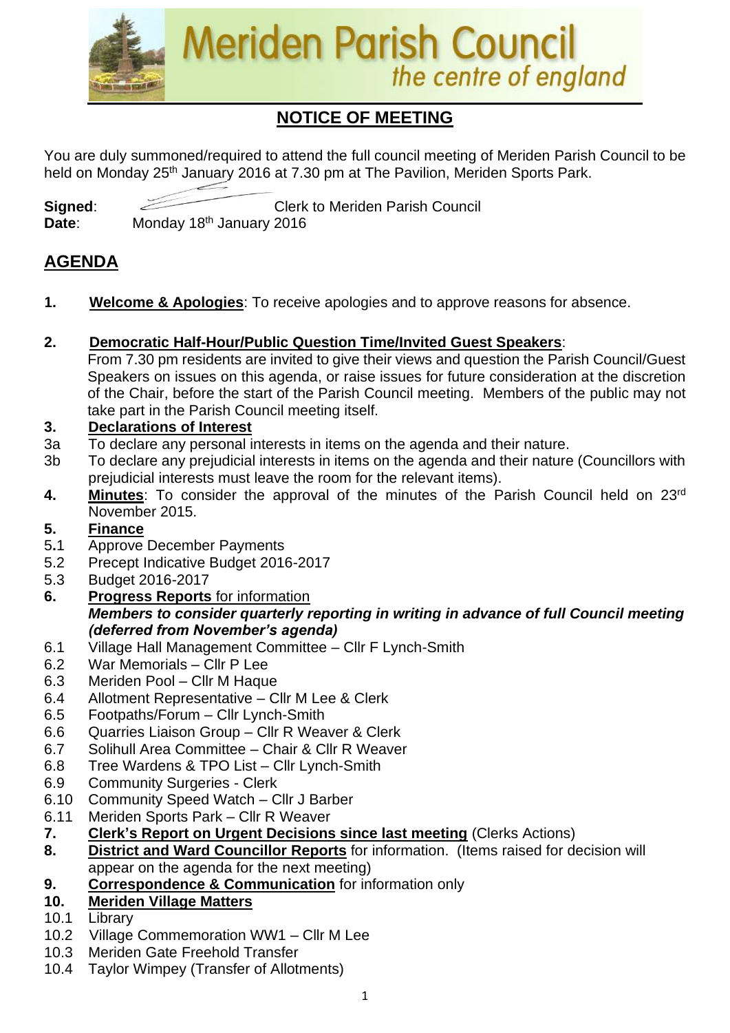# Meriden Parish Council

*the centre of england*

## NOTICE OF MEETING

You are duly summoned/required to attend the full council meeting of Meriden Parish Council to be held on Monday 25th January 2016 at 7.30 pm at The Pavilion, Meriden Sports Park.

**Signed**: Clerk to Meriden Parish Council
**Date**: Monday 18th January 2016

## AGENDA

**1.** **Welcome & Apologies**: To receive apologies and to approve reasons for absence.

**2.** **Democratic Half-Hour/Public Question Time/Invited Guest Speakers**:
From 7.30 pm residents are invited to give their views and question the Parish Council/Guest Speakers on issues on this agenda, or raise issues for future consideration at the discretion of the Chair, before the start of the Parish Council meeting. Members of the public may not take part in the Parish Council meeting itself.

**3.** **Declarations of Interest**
3a To declare any personal interests in items on the agenda and their nature.
3b To declare any prejudicial interests in items on the agenda and their nature (Councillors with prejudicial interests must leave the room for the relevant items).

**4.** **Minutes**: To consider the approval of the minutes of the Parish Council held on 23rd November 2015.

**5.** **Finance**
5.1 Approve December Payments
5.2 Precept Indicative Budget 2016-2017
5.3 Budget 2016-2017

**6.** **Progress Reports** for information
***Members to consider quarterly reporting in writing in advance of full Council meeting (deferred from November's agenda)***
6.1 Village Hall Management Committee – Cllr F Lynch-Smith
6.2 War Memorials – Cllr P Lee
6.3 Meriden Pool – Cllr M Haque
6.4 Allotment Representative – Cllr M Lee & Clerk
6.5 Footpaths/Forum – Cllr Lynch-Smith
6.6 Quarries Liaison Group – Cllr R Weaver & Clerk
6.7 Solihull Area Committee – Chair & Cllr R Weaver
6.8 Tree Wardens & TPO List – Cllr Lynch-Smith
6.9 Community Surgeries - Clerk
6.10 Community Speed Watch – Cllr J Barber
6.11 Meriden Sports Park – Cllr R Weaver

**7.** **Clerk's Report on Urgent Decisions since last meeting** (Clerks Actions)

**8.** **District and Ward Councillor Reports** for information. (Items raised for decision will appear on the agenda for the next meeting)

**9.** **Correspondence & Communication** for information only

**10.** **Meriden Village Matters**
10.1 Library
10.2 Village Commemoration WW1 – Cllr M Lee
10.3 Meriden Gate Freehold Transfer
10.4 Taylor Wimpey (Transfer of Allotments)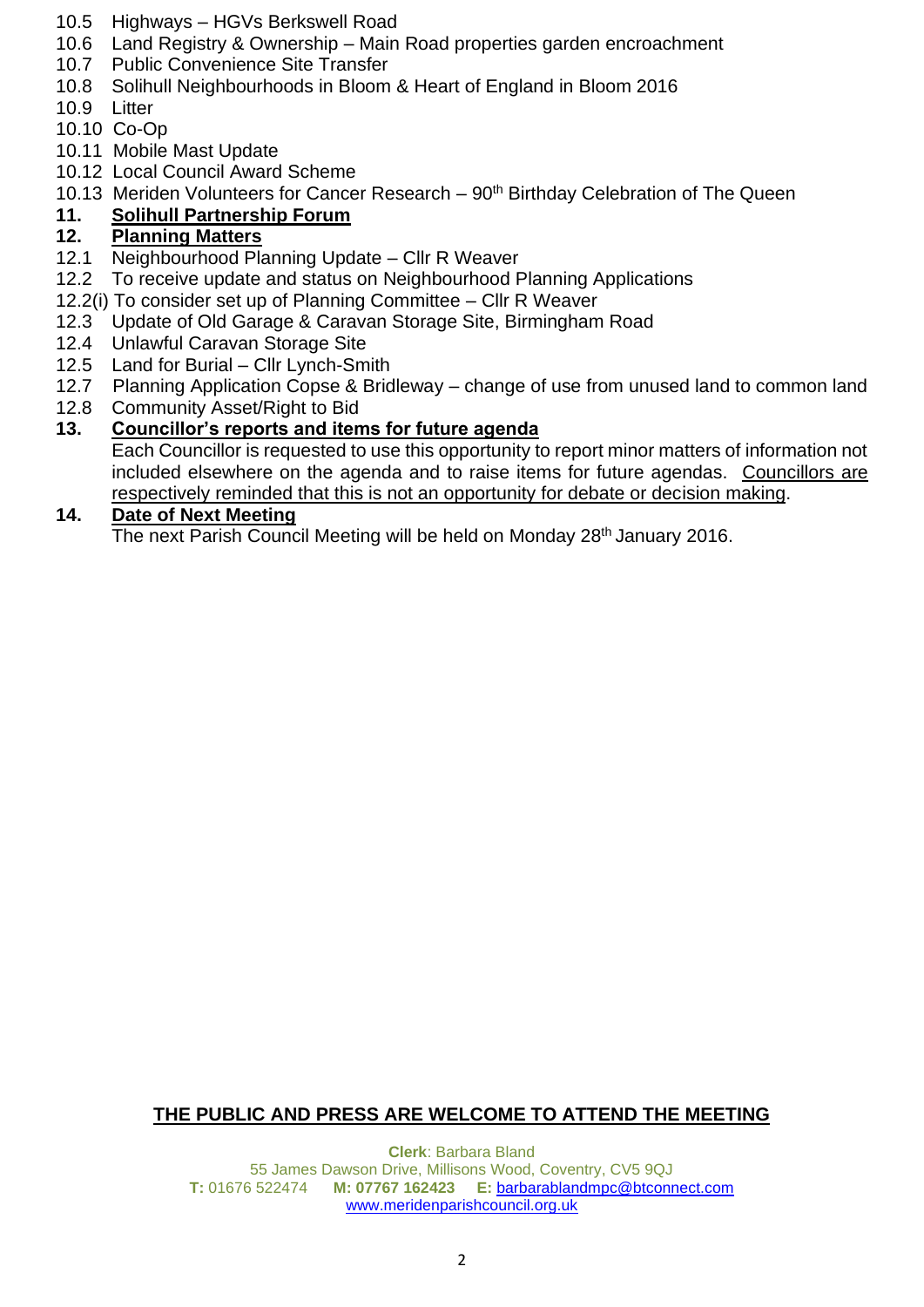10.5 Highways – HGVs Berkswell Road
10.6 Land Registry & Ownership – Main Road properties garden encroachment
10.7 Public Convenience Site Transfer
10.8 Solihull Neighbourhoods in Bloom & Heart of England in Bloom 2016
10.9 Litter
10.10 Co-Op
10.11 Mobile Mast Update
10.12 Local Council Award Scheme
10.13 Meriden Volunteers for Cancer Research – 90th Birthday Celebration of The Queen

**11. Solihull Partnership Forum**

**12. Planning Matters**

12.1 Neighbourhood Planning Update – Cllr R Weaver
12.2 To receive update and status on Neighbourhood Planning Applications
12.2(i) To consider set up of Planning Committee – Cllr R Weaver
12.3 Update of Old Garage & Caravan Storage Site, Birmingham Road
12.4 Unlawful Caravan Storage Site
12.5 Land for Burial – Cllr Lynch-Smith
12.7 Planning Application Copse & Bridleway – change of use from unused land to common land
12.8 Community Asset/Right to Bid

**13. Councillor's reports and items for future agenda**

Each Councillor is requested to use this opportunity to report minor matters of information not included elsewhere on the agenda and to raise items for future agendas. Councillors are respectively reminded that this is not an opportunity for debate or decision making.

**14. Date of Next Meeting**

The next Parish Council Meeting will be held on Monday 28th January 2016.

**THE PUBLIC AND PRESS ARE WELCOME TO ATTEND THE MEETING**

**Clerk**: Barbara Bland
55 James Dawson Drive, Millisons Wood, Coventry, CV5 9QJ
**T:** 01676 522474 **M: 07767 162423** **E:** barbarablandmpc@btconnect.com
www.meridenparishcouncil.org.uk